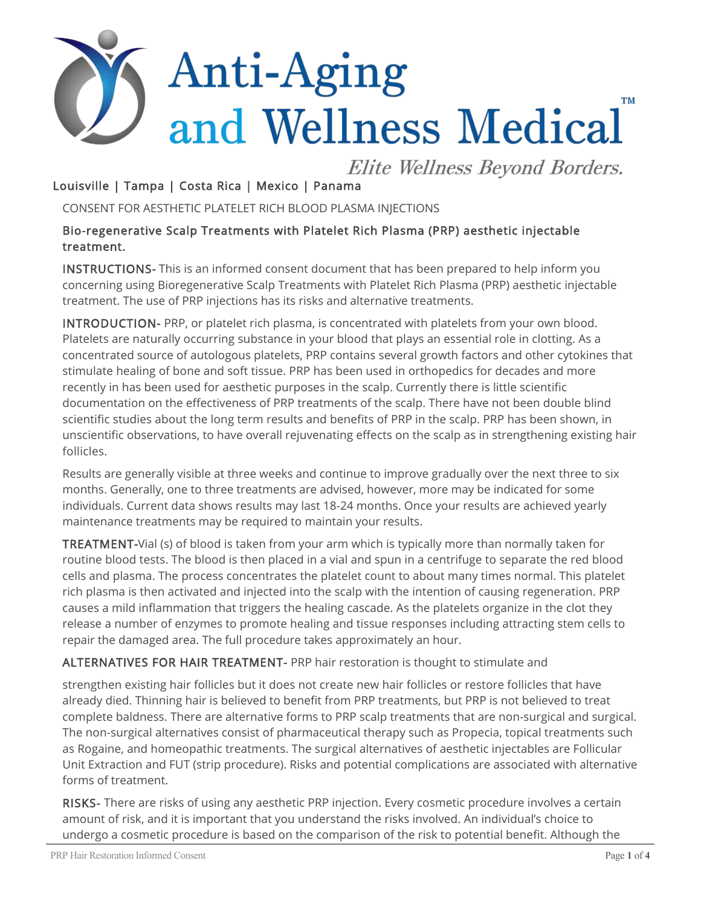# Anti-Aging and Wellness Medical™

*Elite Wellness Beyond Borders.*

Louisville | Tampa | Costa Rica | Mexico | Panama

CONSENT FOR AESTHETIC PLATELET RICH BLOOD PLASMA INJECTIONS

## Bio-regenerative Scalp Treatments with Platelet Rich Plasma (PRP) aesthetic injectable treatment.

**INSTRUCTIONS-** This is an informed consent document that has been prepared to help inform you concerning using Bioregenerative Scalp Treatments with Platelet Rich Plasma (PRP) aesthetic injectable treatment. The use of PRP injections has its risks and alternative treatments.

**INTRODUCTION-** PRP, or platelet rich plasma, is concentrated with platelets from your own blood. Platelets are naturally occurring substance in your blood that plays an essential role in clotting. As a concentrated source of autologous platelets, PRP contains several growth factors and other cytokines that stimulate healing of bone and soft tissue. PRP has been used in orthopedics for decades and more recently in has been used for aesthetic purposes in the scalp. Currently there is little scientific documentation on the effectiveness of PRP treatments of the scalp. There have not been double blind scientific studies about the long term results and benefits of PRP in the scalp. PRP has been shown, in unscientific observations, to have overall rejuvenating effects on the scalp as in strengthening existing hair follicles.

Results are generally visible at three weeks and continue to improve gradually over the next three to six months. Generally, one to three treatments are advised, however, more may be indicated for some individuals. Current data shows results may last 18-24 months. Once your results are achieved yearly maintenance treatments may be required to maintain your results.

**TREATMENT-**Vial (s) of blood is taken from your arm which is typically more than normally taken for routine blood tests. The blood is then placed in a vial and spun in a centrifuge to separate the red blood cells and plasma. The process concentrates the platelet count to about many times normal. This platelet rich plasma is then activated and injected into the scalp with the intention of causing regeneration. PRP causes a mild inflammation that triggers the healing cascade. As the platelets organize in the clot they release a number of enzymes to promote healing and tissue responses including attracting stem cells to repair the damaged area. The full procedure takes approximately an hour.

**ALTERNATIVES FOR HAIR TREATMENT-** PRP hair restoration is thought to stimulate and

strengthen existing hair follicles but it does not create new hair follicles or restore follicles that have already died. Thinning hair is believed to benefit from PRP treatments, but PRP is not believed to treat complete baldness. There are alternative forms to PRP scalp treatments that are non-surgical and surgical. The non-surgical alternatives consist of pharmaceutical therapy such as Propecia, topical treatments such as Rogaine, and homeopathic treatments. The surgical alternatives of aesthetic injectables are Follicular Unit Extraction and FUT (strip procedure). Risks and potential complications are associated with alternative forms of treatment.

**RISKS-** There are risks of using any aesthetic PRP injection. Every cosmetic procedure involves a certain amount of risk, and it is important that you understand the risks involved. An individual's choice to undergo a cosmetic procedure is based on the comparison of the risk to potential benefit. Although the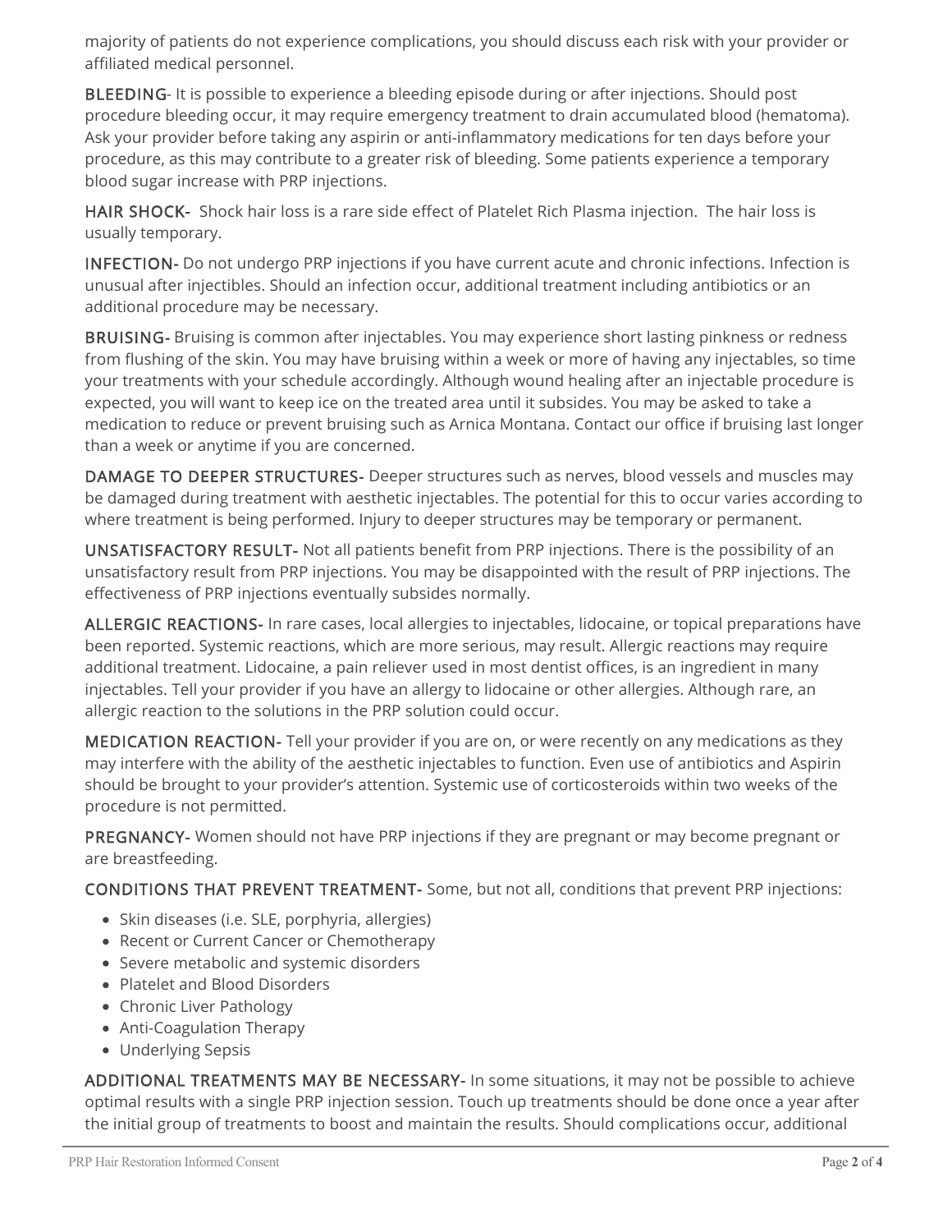majority of patients do not experience complications, you should discuss each risk with your provider or affiliated medical personnel.

**BLEEDING**- It is possible to experience a bleeding episode during or after injections. Should post procedure bleeding occur, it may require emergency treatment to drain accumulated blood (hematoma). Ask your provider before taking any aspirin or anti-inflammatory medications for ten days before your procedure, as this may contribute to a greater risk of bleeding. Some patients experience a temporary blood sugar increase with PRP injections.

**HAIR SHOCK-** Shock hair loss is a rare side effect of Platelet Rich Plasma injection. The hair loss is usually temporary.

**INFECTION-** Do not undergo PRP injections if you have current acute and chronic infections. Infection is unusual after injectibles. Should an infection occur, additional treatment including antibiotics or an additional procedure may be necessary.

**BRUISING-** Bruising is common after injectables. You may experience short lasting pinkness or redness from flushing of the skin. You may have bruising within a week or more of having any injectables, so time your treatments with your schedule accordingly. Although wound healing after an injectable procedure is expected, you will want to keep ice on the treated area until it subsides. You may be asked to take a medication to reduce or prevent bruising such as Arnica Montana. Contact our office if bruising last longer than a week or anytime if you are concerned.

**DAMAGE TO DEEPER STRUCTURES-** Deeper structures such as nerves, blood vessels and muscles may be damaged during treatment with aesthetic injectables. The potential for this to occur varies according to where treatment is being performed. Injury to deeper structures may be temporary or permanent.

**UNSATISFACTORY RESULT-** Not all patients benefit from PRP injections. There is the possibility of an unsatisfactory result from PRP injections. You may be disappointed with the result of PRP injections. The effectiveness of PRP injections eventually subsides normally.

**ALLERGIC REACTIONS-** In rare cases, local allergies to injectables, lidocaine, or topical preparations have been reported. Systemic reactions, which are more serious, may result. Allergic reactions may require additional treatment. Lidocaine, a pain reliever used in most dentist offices, is an ingredient in many injectables. Tell your provider if you have an allergy to lidocaine or other allergies. Although rare, an allergic reaction to the solutions in the PRP solution could occur.

**MEDICATION REACTION-** Tell your provider if you are on, or were recently on any medications as they may interfere with the ability of the aesthetic injectables to function. Even use of antibiotics and Aspirin should be brought to your provider's attention. Systemic use of corticosteroids within two weeks of the procedure is not permitted.

**PREGNANCY-** Women should not have PRP injections if they are pregnant or may become pregnant or are breastfeeding.

**CONDITIONS THAT PREVENT TREATMENT-** Some, but not all, conditions that prevent PRP injections:

- Skin diseases (i.e. SLE, porphyria, allergies)
- Recent or Current Cancer or Chemotherapy
- Severe metabolic and systemic disorders
- Platelet and Blood Disorders
- Chronic Liver Pathology
- Anti-Coagulation Therapy
- Underlying Sepsis

**ADDITIONAL TREATMENTS MAY BE NECESSARY-** In some situations, it may not be possible to achieve optimal results with a single PRP injection session. Touch up treatments should be done once a year after the initial group of treatments to boost and maintain the results. Should complications occur, additional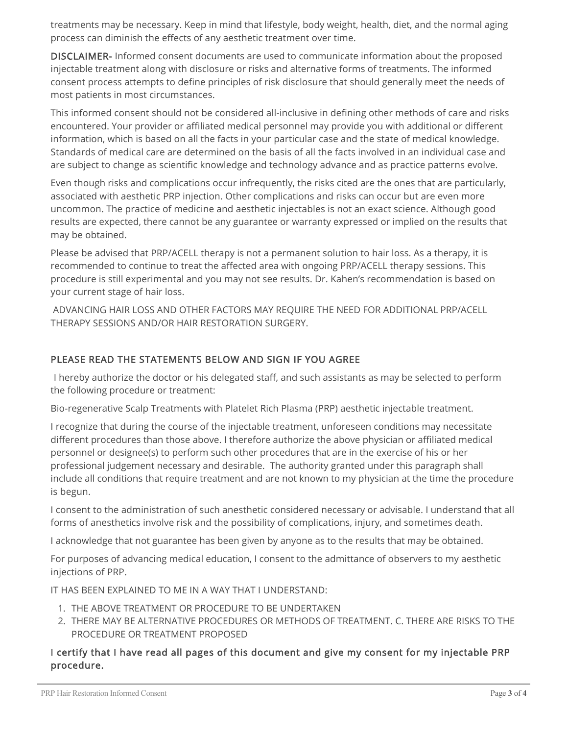treatments may be necessary. Keep in mind that lifestyle, body weight, health, diet, and the normal aging process can diminish the effects of any aesthetic treatment over time.

**DISCLAIMER-** Informed consent documents are used to communicate information about the proposed injectable treatment along with disclosure or risks and alternative forms of treatments. The informed consent process attempts to define principles of risk disclosure that should generally meet the needs of most patients in most circumstances.

This informed consent should not be considered all-inclusive in defining other methods of care and risks encountered. Your provider or affiliated medical personnel may provide you with additional or different information, which is based on all the facts in your particular case and the state of medical knowledge. Standards of medical care are determined on the basis of all the facts involved in an individual case and are subject to change as scientific knowledge and technology advance and as practice patterns evolve.

Even though risks and complications occur infrequently, the risks cited are the ones that are particularly, associated with aesthetic PRP injection. Other complications and risks can occur but are even more uncommon. The practice of medicine and aesthetic injectables is not an exact science. Although good results are expected, there cannot be any guarantee or warranty expressed or implied on the results that may be obtained.

Please be advised that PRP/ACELL therapy is not a permanent solution to hair loss. As a therapy, it is recommended to continue to treat the affected area with ongoing PRP/ACELL therapy sessions. This procedure is still experimental and you may not see results. Dr. Kahen's recommendation is based on your current stage of hair loss.

ADVANCING HAIR LOSS AND OTHER FACTORS MAY REQUIRE THE NEED FOR ADDITIONAL PRP/ACELL THERAPY SESSIONS AND/OR HAIR RESTORATION SURGERY.

## PLEASE READ THE STATEMENTS BELOW AND SIGN IF YOU AGREE

I hereby authorize the doctor or his delegated staff, and such assistants as may be selected to perform the following procedure or treatment:

Bio-regenerative Scalp Treatments with Platelet Rich Plasma (PRP) aesthetic injectable treatment.

I recognize that during the course of the injectable treatment, unforeseen conditions may necessitate different procedures than those above. I therefore authorize the above physician or affiliated medical personnel or designee(s) to perform such other procedures that are in the exercise of his or her professional judgement necessary and desirable. The authority granted under this paragraph shall include all conditions that require treatment and are not known to my physician at the time the procedure is begun.

I consent to the administration of such anesthetic considered necessary or advisable. I understand that all forms of anesthetics involve risk and the possibility of complications, injury, and sometimes death.

I acknowledge that not guarantee has been given by anyone as to the results that may be obtained.

For purposes of advancing medical education, I consent to the admittance of observers to my aesthetic injections of PRP.

IT HAS BEEN EXPLAINED TO ME IN A WAY THAT I UNDERSTAND:

1. THE ABOVE TREATMENT OR PROCEDURE TO BE UNDERTAKEN
2. THERE MAY BE ALTERNATIVE PROCEDURES OR METHODS OF TREATMENT. C. THERE ARE RISKS TO THE PROCEDURE OR TREATMENT PROPOSED

**I certify that I have read all pages of this document and give my consent for my injectable PRP procedure.**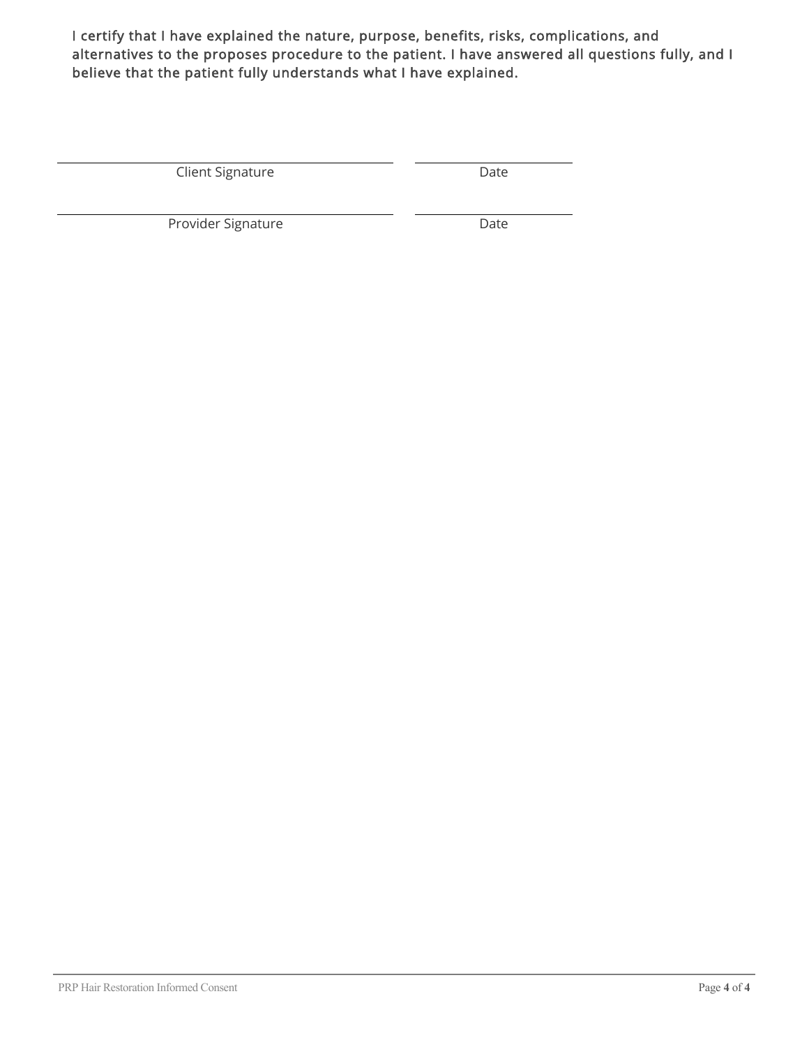I certify that I have explained the nature, purpose, benefits, risks, complications, and alternatives to the proposes procedure to the patient. I have answered all questions fully, and I believe that the patient fully understands what I have explained.

_______________________________________ ____________________
Client Signature Date

_______________________________________ ____________________
Provider Signature Date